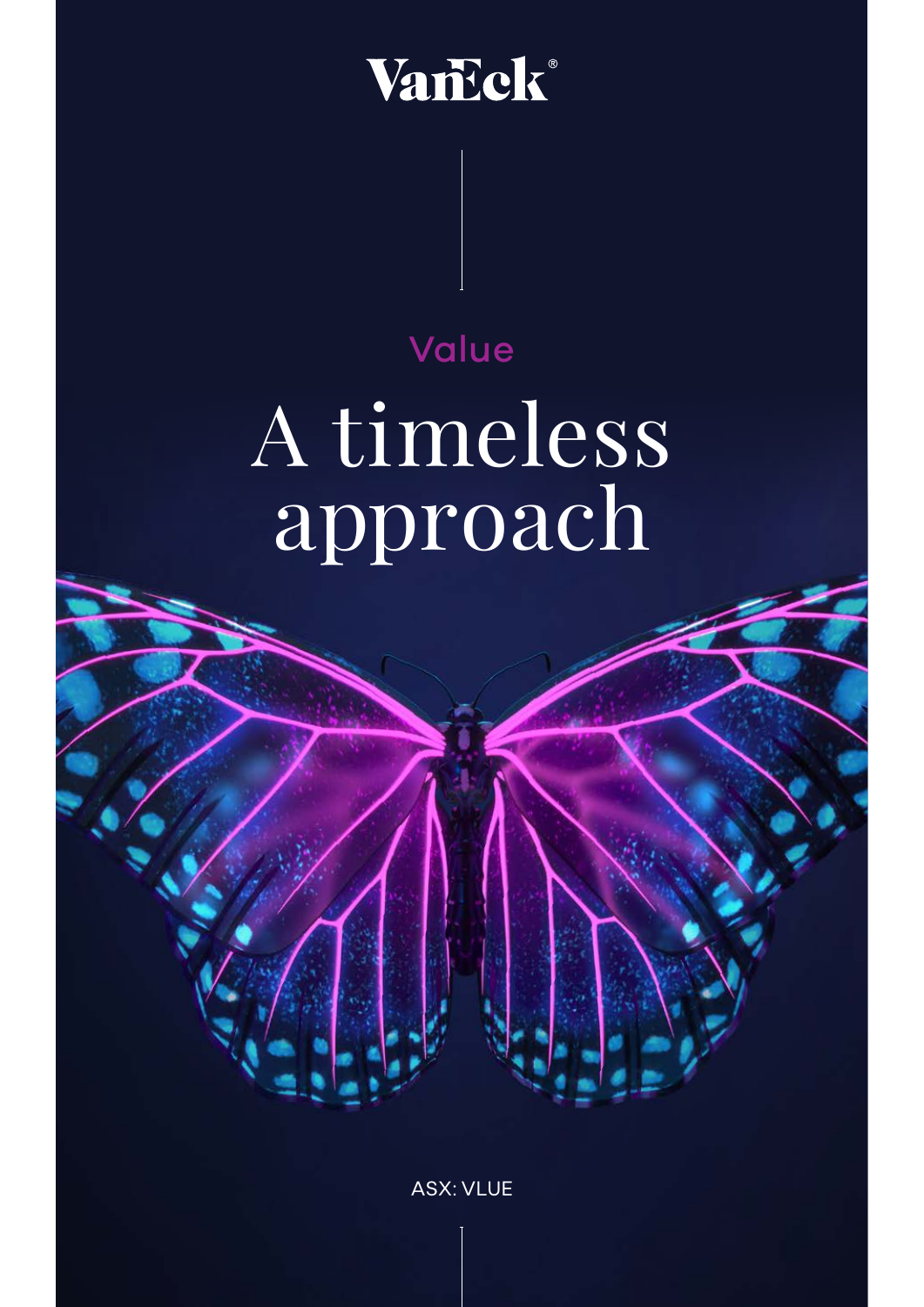VanEck®

Value

# A timeless approach

ASX: VLUE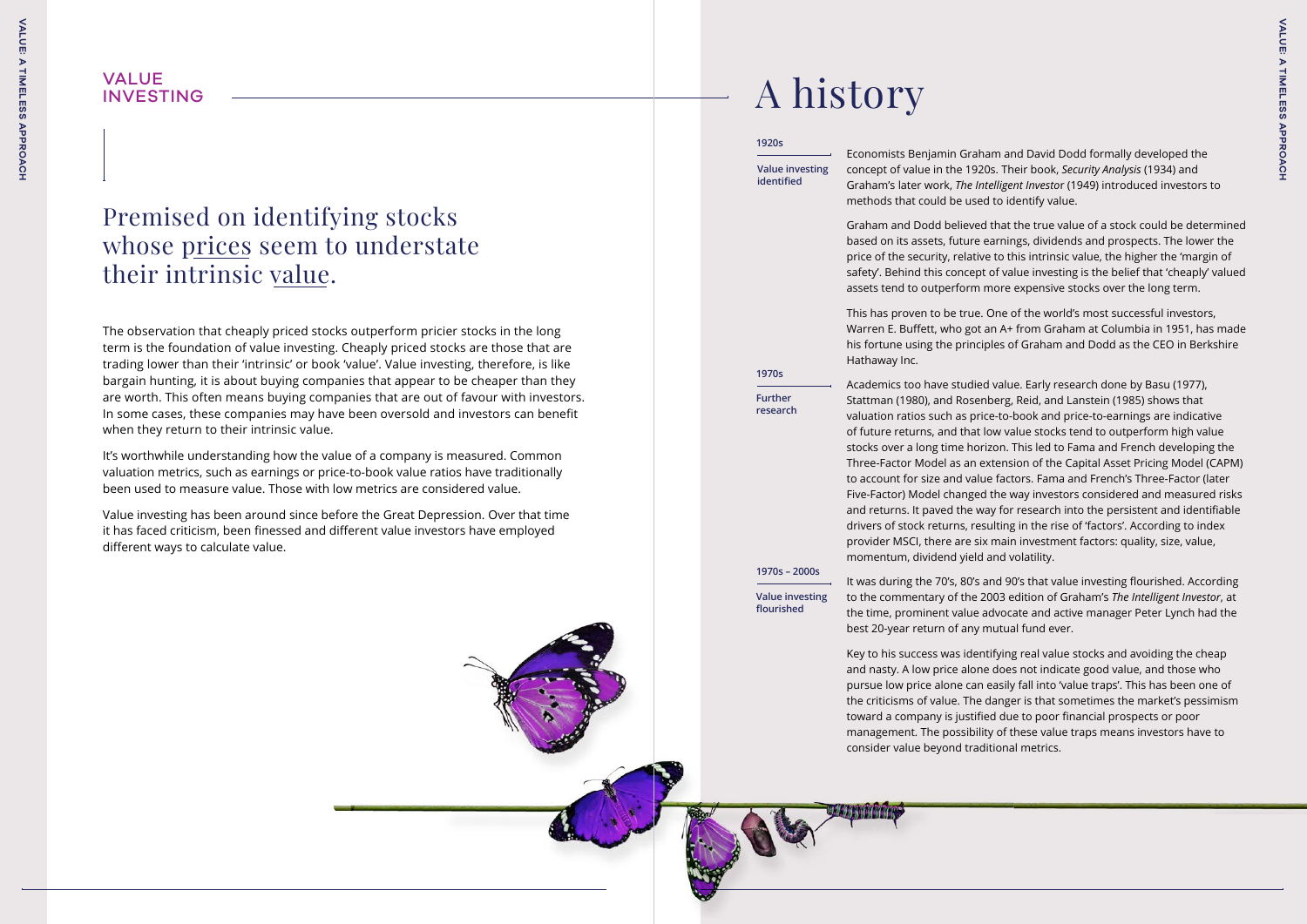## VALUE INVESTING

### Premised on identifying stocks whose prices seem to understate their intrinsic value.

The observation that cheaply priced stocks outperform pricier stocks in the long term is the foundation of value investing. Cheaply priced stocks are those that are trading lower than their 'intrinsic' or book 'value'. Value investing, therefore, is like bargain hunting, it is about buying companies that appear to be cheaper than they are worth. This often means buying companies that are out of favour with investors. In some cases, these companies may have been oversold and investors can benefit when they return to their intrinsic value.

It's worthwhile understanding how the value of a company is measured. Common valuation metrics, such as earnings or price-to-book value ratios have traditionally been used to measure value. Those with low metrics are considered value.

Value investing has been around since before the Great Depression. Over that time it has faced criticism, been finessed and different value investors have employed different ways to calculate value.

# A history

**1920s**

**Value investing identified**

Economists Benjamin Graham and David Dodd formally developed the concept of value in the 1920s. Their book, *Security Analysis* (1934) and Graham's later work, *The Intelligent Investor* (1949) introduced investors to methods that could be used to identify value.

Graham and Dodd believed that the true value of a stock could be determined based on its assets, future earnings, dividends and prospects. The lower the price of the security, relative to this intrinsic value, the higher the 'margin of safety'. Behind this concept of value investing is the belief that 'cheaply' valued assets tend to outperform more expensive stocks over the long term.

This has proven to be true. One of the world's most successful investors, Warren E. Buffett, who got an A+ from Graham at Columbia in 1951, has made his fortune using the principles of Graham and Dodd as the CEO in Berkshire Hathaway Inc.

**1970s**

**Further research**

Academics too have studied value. Early research done by Basu (1977), Stattman (1980), and Rosenberg, Reid, and Lanstein (1985) shows that valuation ratios such as price-to-book and price-to-earnings are indicative of future returns, and that low value stocks tend to outperform high value stocks over a long time horizon. This led to Fama and French developing the Three-Factor Model as an extension of the Capital Asset Pricing Model (CAPM) to account for size and value factors. Fama and French's Three-Factor (later Five-Factor) Model changed the way investors considered and measured risks and returns. It paved the way for research into the persistent and identifiable drivers of stock returns, resulting in the rise of 'factors'. According to index provider MSCI, there are six main investment factors: quality, size, value, momentum, dividend yield and volatility.

**1970s – 2000s**

**Value investing flourished**

It was during the 70's, 80's and 90's that value investing flourished. According to the commentary of the 2003 edition of Graham's *The Intelligent Investor*, at the time, prominent value advocate and active manager Peter Lynch had the best 20-year return of any mutual fund ever.

Key to his success was identifying real value stocks and avoiding the cheap and nasty. A low price alone does not indicate good value, and those who pursue low price alone can easily fall into 'value traps'. This has been one of the criticisms of value. The danger is that sometimes the market's pessimism toward a company is justified due to poor financial prospects or poor management. The possibility of these value traps means investors have to consider value beyond traditional metrics.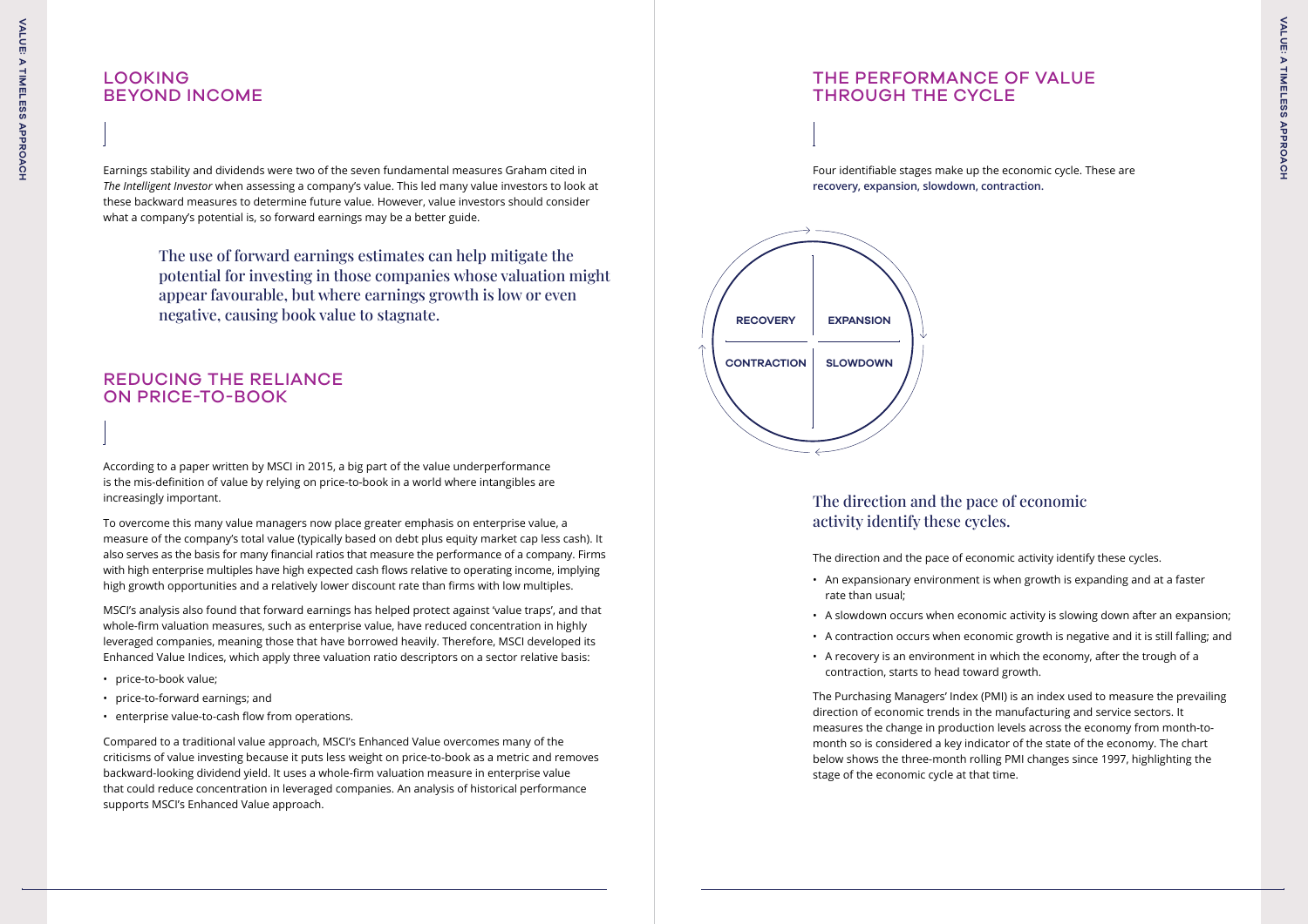## LOOKING BEYOND INCOME

Earnings stability and dividends were two of the seven fundamental measures Graham cited in *The Intelligent Investor* when assessing a company's value. This led many value investors to look at these backward measures to determine future value. However, value investors should consider what a company's potential is, so forward earnings may be a better guide.

> The use of forward earnings estimates can help mitigate the potential for investing in those companies whose valuation might appear favourable, but where earnings growth is low or even negative, causing book value to stagnate.

## REDUCING THE RELIANCE ON PRICE-TO-BOOK

According to a paper written by MSCI in 2015, a big part of the value underperformance is the mis-definition of value by relying on price-to-book in a world where intangibles are increasingly important.

To overcome this many value managers now place greater emphasis on enterprise value, a measure of the company's total value (typically based on debt plus equity market cap less cash). It also serves as the basis for many financial ratios that measure the performance of a company. Firms with high enterprise multiples have high expected cash flows relative to operating income, implying high growth opportunities and a relatively lower discount rate than firms with low multiples.

MSCI's analysis also found that forward earnings has helped protect against 'value traps', and that whole-firm valuation measures, such as enterprise value, have reduced concentration in highly leveraged companies, meaning those that have borrowed heavily. Therefore, MSCI developed its Enhanced Value Indices, which apply three valuation ratio descriptors on a sector relative basis:

- price-to-book value;
- price-to-forward earnings; and
- enterprise value-to-cash flow from operations.

Compared to a traditional value approach, MSCI's Enhanced Value overcomes many of the criticisms of value investing because it puts less weight on price-to-book as a metric and removes backward-looking dividend yield. It uses a whole-firm valuation measure in enterprise value that could reduce concentration in leveraged companies. An analysis of historical performance supports MSCI's Enhanced Value approach.

## THE PERFORMANCE OF VALUE THROUGH THE CYCLE

Four identifiable stages make up the economic cycle. These are **recovery, expansion, slowdown, contraction.**

RECOVERY | EXPANSION
CONTRACTION | SLOWDOWN

### The direction and the pace of economic activity identify these cycles.

The direction and the pace of economic activity identify these cycles.

- An expansionary environment is when growth is expanding and at a faster rate than usual;
- A slowdown occurs when economic activity is slowing down after an expansion;
- A contraction occurs when economic growth is negative and it is still falling; and
- A recovery is an environment in which the economy, after the trough of a contraction, starts to head toward growth.

The Purchasing Managers' Index (PMI) is an index used to measure the prevailing direction of economic trends in the manufacturing and service sectors. It measures the change in production levels across the economy from month-to-month so is considered a key indicator of the state of the economy. The chart below shows the three-month rolling PMI changes since 1997, highlighting the stage of the economic cycle at that time.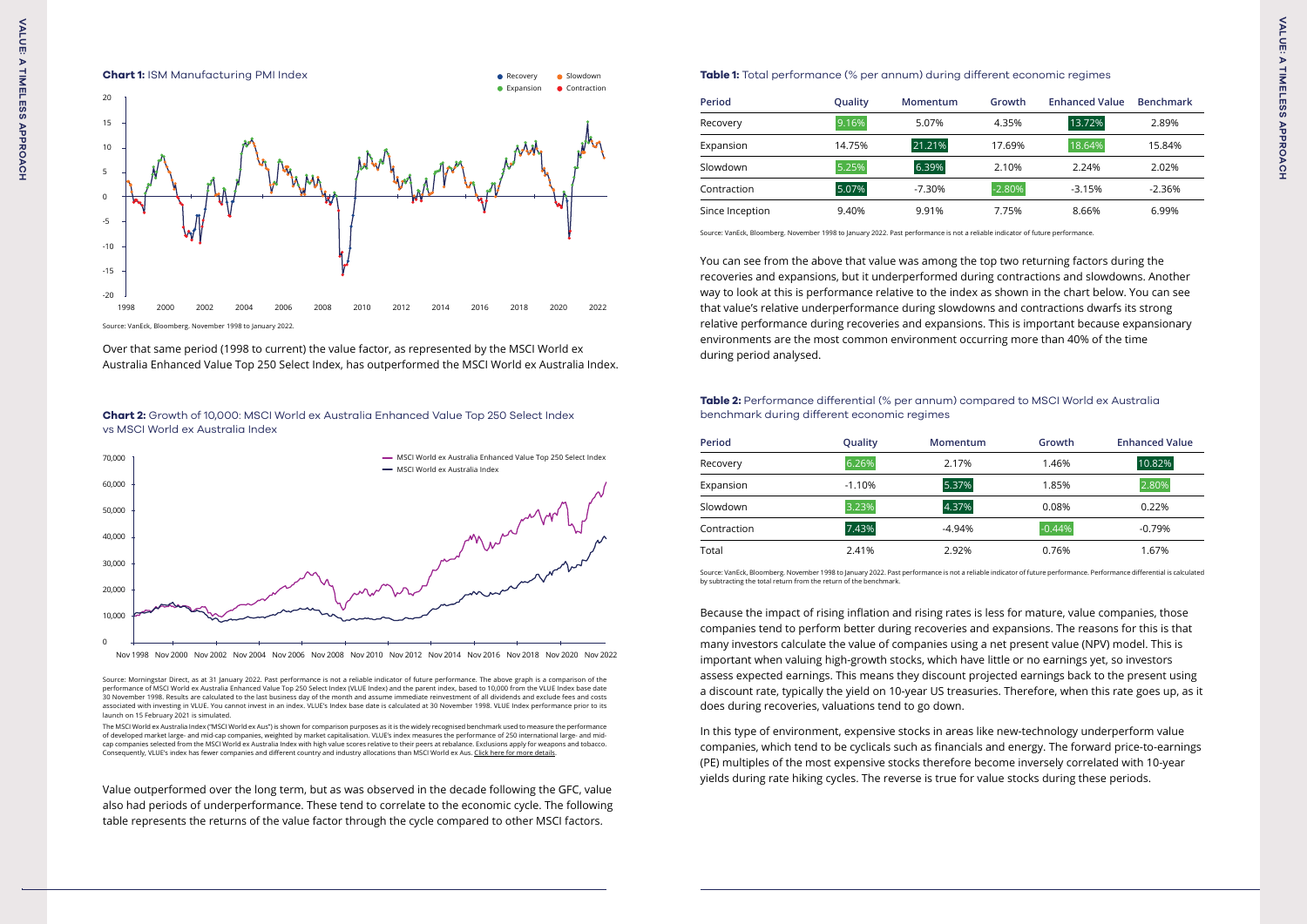**Chart 1:** ISM Manufacturing PMI Index

Source: VanEck, Bloomberg. November 1998 to January 2022.

Over that same period (1998 to current) the value factor, as represented by the MSCI World ex Australia Enhanced Value Top 250 Select Index, has outperformed the MSCI World ex Australia Index.

**Chart 2:** Growth of 10,000: MSCI World ex Australia Enhanced Value Top 250 Select Index vs MSCI World ex Australia Index

Source: Morningstar Direct, as at 31 January 2022. Past performance is not a reliable indicator of future performance. The above graph is a comparison of the performance of MSCI World ex Australia Enhanced Value Top 250 Select Index (VLUE Index) and the parent index, based to 10,000 from the VLUE Index base date 30 November 1998. Results are calculated to the last business day of the month and assume immediate reinvestment of all dividends and exclude fees and costs associated with investing in VLUE. You cannot invest in an index. VLUE's Index base date is calculated at 30 November 1998. VLUE Index performance prior to its launch on 15 February 2021 is simulated.

The MSCI World ex Australia Index ("MSCI World ex Aus") is shown for comparison purposes as it is the widely recognised benchmark used to measure the performance of developed market large- and mid-cap companies, weighted by market capitalisation. VLUE's index measures the performance of 250 international large- and mid-cap companies selected from the MSCI World ex Australia Index with high value scores relative to their peers at rebalance. Exclusions apply for weapons and tobacco. Consequently, VLUE's index has fewer companies and different country and industry allocations than MSCI World ex Aus. Click here for more details.

Value outperformed over the long term, but as was observed in the decade following the GFC, value also had periods of underperformance. These tend to correlate to the economic cycle. The following table represents the returns of the value factor through the cycle compared to other MSCI factors.

**Table 1:** Total performance (% per annum) during different economic regimes

| Period | Quality | Momentum | Growth | Enhanced Value | Benchmark |
|---|---|---|---|---|---|
| Recovery | 9.16% | 5.07% | 4.35% | 13.72% | 2.89% |
| Expansion | 14.75% | 21.21% | 17.69% | 18.64% | 15.84% |
| Slowdown | 5.25% | 6.39% | 2.10% | 2.24% | 2.02% |
| Contraction | 5.07% | -7.30% | -2.80% | -3.15% | -2.36% |
| Since Inception | 9.40% | 9.91% | 7.75% | 8.66% | 6.99% |

Source: VanEck, Bloomberg. November 1998 to January 2022. Past performance is not a reliable indicator of future performance.

You can see from the above that value was among the top two returning factors during the recoveries and expansions, but it underperformed during contractions and slowdowns. Another way to look at this is performance relative to the index as shown in the chart below. You can see that value's relative underperformance during slowdowns and contractions dwarfs its strong relative performance during recoveries and expansions. This is important because expansionary environments are the most common environment occurring more than 40% of the time during period analysed.

**Table 2:** Performance differential (% per annum) compared to MSCI World ex Australia benchmark during different economic regimes

| Period | Quality | Momentum | Growth | Enhanced Value |
|---|---|---|---|---|
| Recovery | 6.26% | 2.17% | 1.46% | 10.82% |
| Expansion | -1.10% | 5.37% | 1.85% | 2.80% |
| Slowdown | 3.23% | 4.37% | 0.08% | 0.22% |
| Contraction | 7.43% | -4.94% | -0.44% | -0.79% |
| Total | 2.41% | 2.92% | 0.76% | 1.67% |

Source: VanEck, Bloomberg. November 1998 to January 2022. Past performance is not a reliable indicator of future performance. Performance differential is calculated by subtracting the total return from the return of the benchmark.

Because the impact of rising inflation and rising rates is less for mature, value companies, those companies tend to perform better during recoveries and expansions. The reasons for this is that many investors calculate the value of companies using a net present value (NPV) model. This is important when valuing high-growth stocks, which have little or no earnings yet, so investors assess expected earnings. This means they discount projected earnings back to the present using a discount rate, typically the yield on 10-year US treasuries. Therefore, when this rate goes up, as it does during recoveries, valuations tend to go down.

In this type of environment, expensive stocks in areas like new-technology underperform value companies, which tend to be cyclicals such as financials and energy. The forward price-to-earnings (PE) multiples of the most expensive stocks therefore become inversely correlated with 10-year yields during rate hiking cycles. The reverse is true for value stocks during these periods.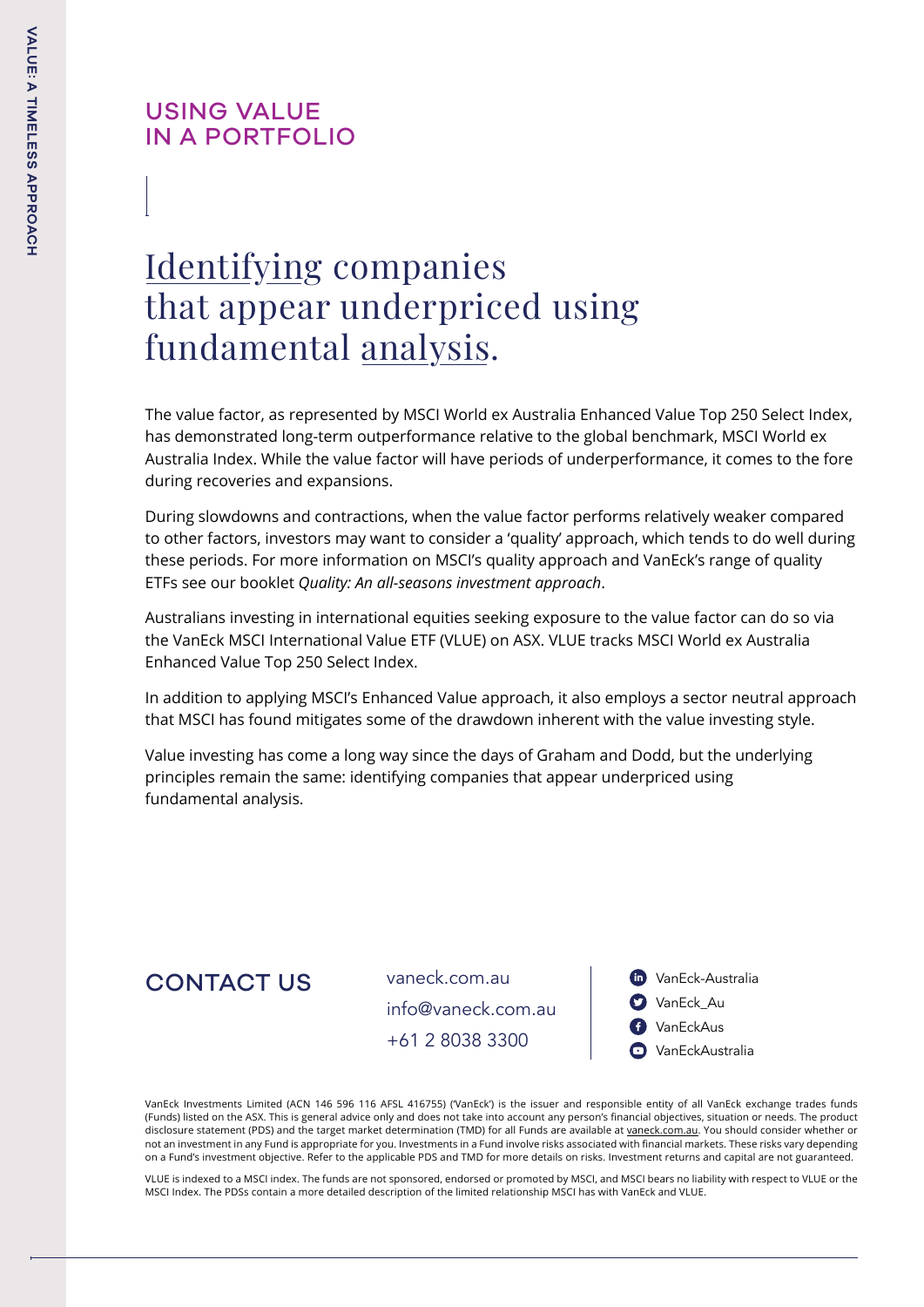## USING VALUE IN A PORTFOLIO

# Identifying companies that appear underpriced using fundamental analysis.

The value factor, as represented by MSCI World ex Australia Enhanced Value Top 250 Select Index, has demonstrated long-term outperformance relative to the global benchmark, MSCI World ex Australia Index. While the value factor will have periods of underperformance, it comes to the fore during recoveries and expansions.

During slowdowns and contractions, when the value factor performs relatively weaker compared to other factors, investors may want to consider a 'quality' approach, which tends to do well during these periods. For more information on MSCI's quality approach and VanEck's range of quality ETFs see our booklet *Quality: An all-seasons investment approach*.

Australians investing in international equities seeking exposure to the value factor can do so via the VanEck MSCI International Value ETF (VLUE) on ASX. VLUE tracks MSCI World ex Australia Enhanced Value Top 250 Select Index.

In addition to applying MSCI's Enhanced Value approach, it also employs a sector neutral approach that MSCI has found mitigates some of the drawdown inherent with the value investing style.

Value investing has come a long way since the days of Graham and Dodd, but the underlying principles remain the same: identifying companies that appear underpriced using fundamental analysis.

## CONTACT US

vaneck.com.au
info@vaneck.com.au
+61 2 8038 3300

VanEck-Australia
VanEck_Au
VanEckAus
VanEckAustralia

VanEck Investments Limited (ACN 146 596 116 AFSL 416755) ('VanEck') is the issuer and responsible entity of all VanEck exchange trades funds (Funds) listed on the ASX. This is general advice only and does not take into account any person's financial objectives, situation or needs. The product disclosure statement (PDS) and the target market determination (TMD) for all Funds are available at vaneck.com.au. You should consider whether or not an investment in any Fund is appropriate for you. Investments in a Fund involve risks associated with financial markets. These risks vary depending on a Fund's investment objective. Refer to the applicable PDS and TMD for more details on risks. Investment returns and capital are not guaranteed.

VLUE is indexed to a MSCI index. The funds are not sponsored, endorsed or promoted by MSCI, and MSCI bears no liability with respect to VLUE or the MSCI Index. The PDSs contain a more detailed description of the limited relationship MSCI has with VanEck and VLUE.